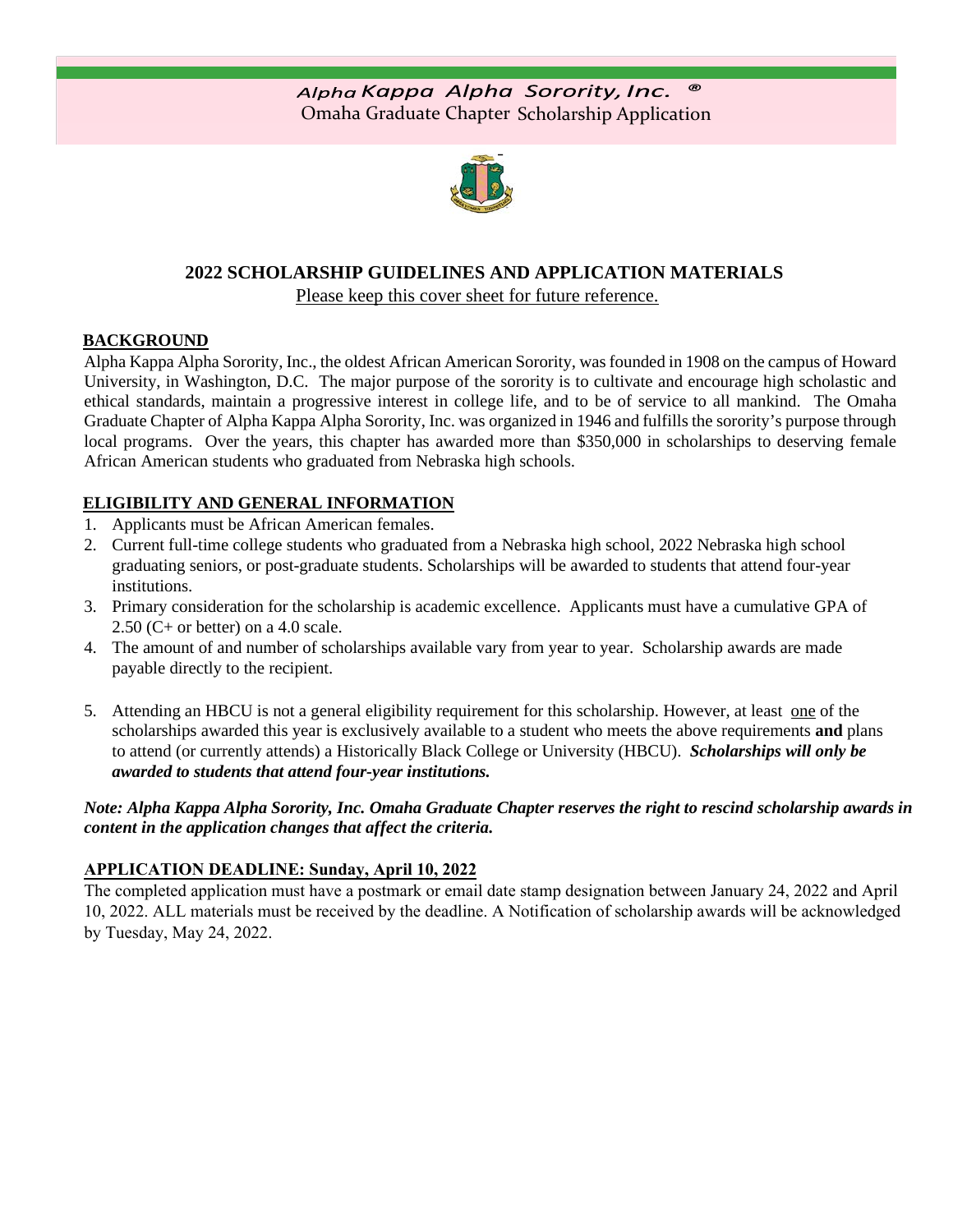# *Alpha Kappa Alpha Sorority, Inc.* ®

Omaha Graduate Chapter Scholarship Application

## 2022 SCHOLARSHIP GUIDELINES AND APPLICATION MATERIALS

Please keep this cover sheet for future reference.

### BACKGROUND

Alpha Kappa Alpha Sorority, Inc., the oldest African American Sorority, was founded in 1908 on the campus of Howard University, in Washington, D.C. The major purpose of the sorority is to cultivate and encourage high scholastic and ethical standards, maintain a progressive interest in college life, and to be of service to all mankind. The Omaha Graduate Chapter of Alpha Kappa Alpha Sorority, Inc. was organized in 1946 and fulfills the sorority's purpose through local programs. Over the years, this chapter has awarded more than $350,000 in scholarships to deserving female African American students who graduated from Nebraska high schools.

### ELIGIBILITY AND GENERAL INFORMATION

1. Applicants must be African American females.
2. Current full-time college students who graduated from a Nebraska high school, 2022 Nebraska high school graduating seniors, or post-graduate students. Scholarships will be awarded to students that attend four-year institutions.
3. Primary consideration for the scholarship is academic excellence. Applicants must have a cumulative GPA of 2.50 (C+ or better) on a 4.0 scale.
4. The amount of and number of scholarships available vary from year to year. Scholarship awards are made payable directly to the recipient.
5. Attending an HBCU is not a general eligibility requirement for this scholarship. However, at least one of the scholarships awarded this year is exclusively available to a student who meets the above requirements **and** plans to attend (or currently attends) a Historically Black College or University (HBCU). ***Scholarships will only be awarded to students that attend four-year institutions.***

***Note: Alpha Kappa Alpha Sorority, Inc. Omaha Graduate Chapter reserves the right to rescind scholarship awards in content in the application changes that affect the criteria.***

### APPLICATION DEADLINE: Sunday, April 10, 2022

The completed application must have a postmark or email date stamp designation between January 24, 2022 and April 10, 2022. ALL materials must be received by the deadline. A Notification of scholarship awards will be acknowledged by Tuesday, May 24, 2022.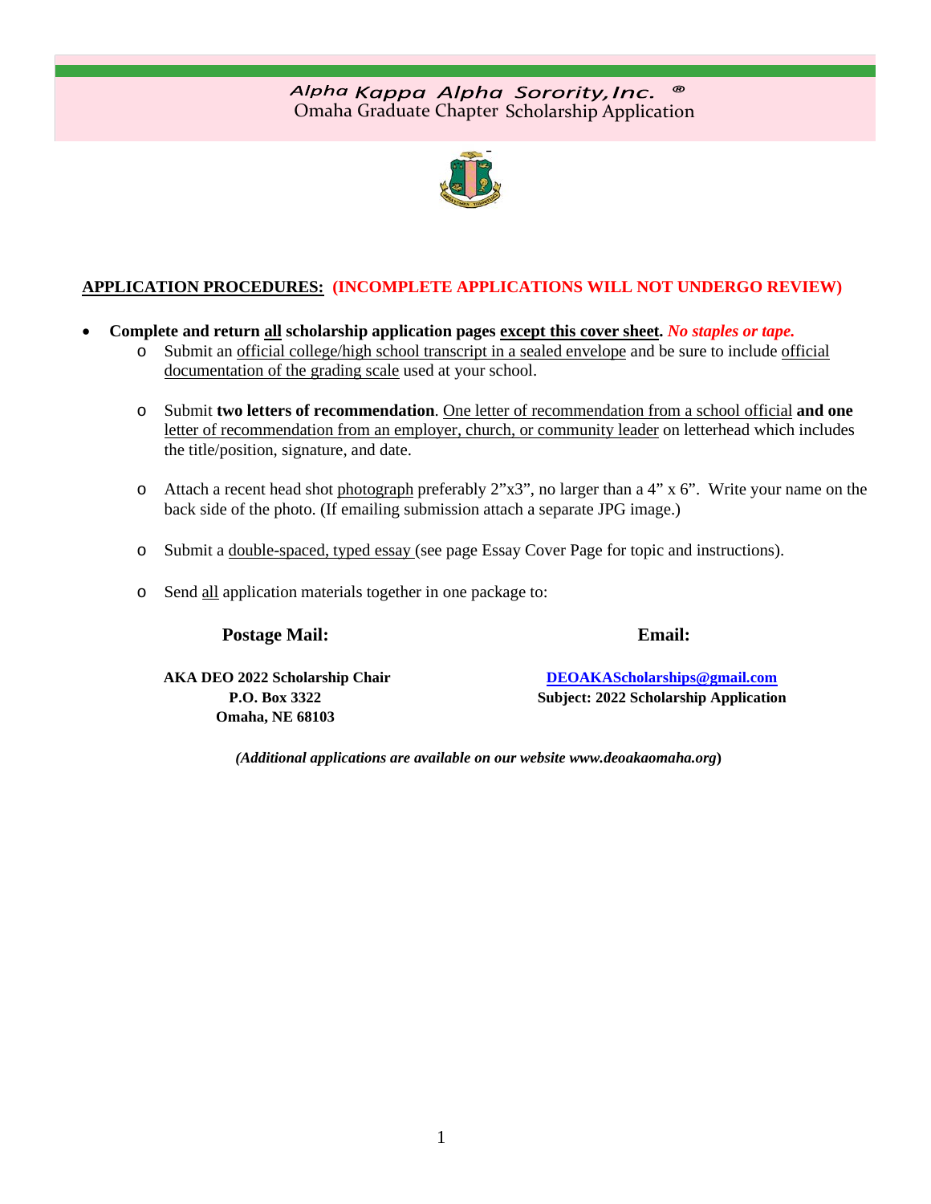*Alpha Kappa Alpha Sorority, Inc.* ®
Omaha Graduate Chapter Scholarship Application

**APPLICATION PROCEDURES:** **(INCOMPLETE APPLICATIONS WILL NOT UNDERGO REVIEW)**

- **Complete and return all scholarship application pages except this cover sheet.** ***No staples or tape.***
    - Submit an official college/high school transcript in a sealed envelope and be sure to include official documentation of the grading scale used at your school.
    - Submit **two letters of recommendation**. One letter of recommendation from a school official **and one** letter of recommendation from an employer, church, or community leader on letterhead which includes the title/position, signature, and date.
    - Attach a recent head shot photograph preferably 2"x3", no larger than a 4" x 6". Write your name on the back side of the photo. (If emailing submission attach a separate JPG image.)
    - Submit a double-spaced, typed essay (see page Essay Cover Page for topic and instructions).
    - Send all application materials together in one package to:

**Postage Mail:**

**AKA DEO 2022 Scholarship Chair**
**P.O. Box 3322**
**Omaha, NE 68103**

**Email:**

**DEOAKAScholarships@gmail.com**
**Subject: 2022 Scholarship Application**

***(Additional applications are available on our website www.deoakaomaha.org)***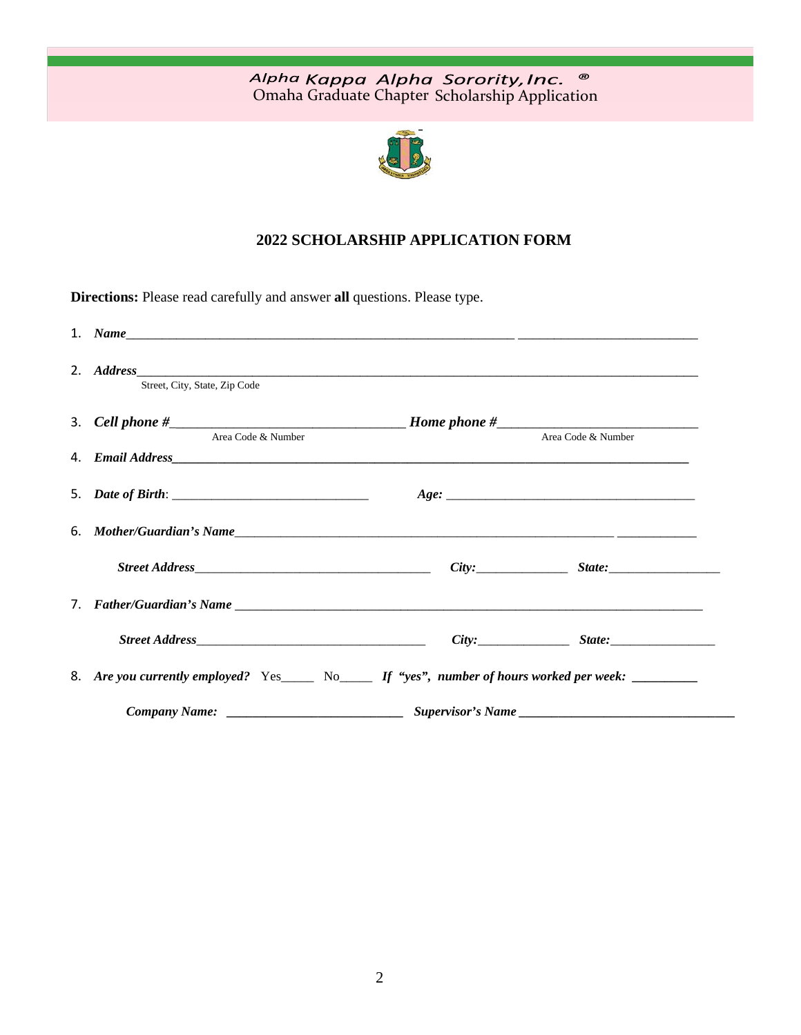*Alpha Kappa Alpha Sorority, Inc.* ®
Omaha Graduate Chapter Scholarship Application

## 2022 SCHOLARSHIP APPLICATION FORM

**Directions:** Please read carefully and answer **all** questions. Please type.

1. ***Name***\_\_\_\_\_\_\_\_\_\_\_\_\_\_\_\_\_\_\_\_\_\_\_\_\_\_\_\_\_\_\_\_\_\_\_\_\_\_\_\_\_\_\_\_\_\_\_\_\_\_\_\_\_\_\_\_\_\_\_\_ \_\_\_\_\_\_\_\_\_\_\_\_\_\_\_\_\_\_\_\_\_\_\_\_\_\_\_\_

2. ***Address***\_\_\_\_\_\_\_\_\_\_\_\_\_\_\_\_\_\_\_\_\_\_\_\_\_\_\_\_\_\_\_\_\_\_\_\_\_\_\_\_\_\_\_\_\_\_\_\_\_\_\_\_\_\_\_\_\_\_\_\_\_\_\_\_\_\_\_\_\_\_\_\_\_\_\_\_\_\_\_\_\_\_\_\_\_
   Street, City, State, Zip Code

3. ***Cell phone #***\_\_\_\_\_\_\_\_\_\_\_\_\_\_\_\_\_\_\_\_\_\_\_\_\_\_\_\_\_\_\_\_\_\_\_\_ ***Home phone #***\_\_\_\_\_\_\_\_\_\_\_\_\_\_\_\_\_\_\_\_\_\_\_\_\_\_\_\_\_\_\_
   Area Code & Number Area Code & Number

4. ***Email Address***\_\_\_\_\_\_\_\_\_\_\_\_\_\_\_\_\_\_\_\_\_\_\_\_\_\_\_\_\_\_\_\_\_\_\_\_\_\_\_\_\_\_\_\_\_\_\_\_\_\_\_\_\_\_\_\_\_\_\_\_\_\_\_\_\_\_\_\_\_\_\_\_\_\_\_\_\_\_

5. ***Date of Birth***: \_\_\_\_\_\_\_\_\_\_\_\_\_\_\_\_\_\_\_\_\_\_\_\_\_\_\_\_\_\_ ***Age:*** \_\_\_\_\_\_\_\_\_\_\_\_\_\_\_\_\_\_\_\_\_\_\_\_\_\_\_\_\_\_\_\_\_\_\_\_\_\_

6. ***Mother/Guardian's Name***\_\_\_\_\_\_\_\_\_\_\_\_\_\_\_\_\_\_\_\_\_\_\_\_\_\_\_\_\_\_\_\_\_\_\_\_\_\_\_\_\_\_\_\_\_\_\_\_\_\_\_\_\_\_\_\_\_\_ \_\_\_\_\_\_\_\_\_\_\_\_

   ***Street Address***\_\_\_\_\_\_\_\_\_\_\_\_\_\_\_\_\_\_\_\_\_\_\_\_\_\_\_\_\_\_\_\_\_\_\_\_\_\_ ***City:***\_\_\_\_\_\_\_\_\_\_\_\_\_\_ ***State:***\_\_\_\_\_\_\_\_\_\_\_\_\_\_\_\_\_

7. ***Father/Guardian's Name*** \_\_\_\_\_\_\_\_\_\_\_\_\_\_\_\_\_\_\_\_\_\_\_\_\_\_\_\_\_\_\_\_\_\_\_\_\_\_\_\_\_\_\_\_\_\_\_\_\_\_\_\_\_\_\_\_\_\_\_\_\_\_\_\_\_\_\_\_\_\_\_\_\_\_

   ***Street Address***\_\_\_\_\_\_\_\_\_\_\_\_\_\_\_\_\_\_\_\_\_\_\_\_\_\_\_\_\_\_\_\_\_\_\_\_\_ ***City:***\_\_\_\_\_\_\_\_\_\_\_\_\_\_ ***State:***\_\_\_\_\_\_\_\_\_\_\_\_\_\_\_\_

8. ***Are you currently employed?*** Yes\_\_\_\_\_ No\_\_\_\_\_ ***If "yes", number of hours worked per week:*** \_\_\_\_\_\_\_\_\_\_

   ***Company Name:*** \_\_\_\_\_\_\_\_\_\_\_\_\_\_\_\_\_\_\_\_\_\_\_\_\_\_\_\_ ***Supervisor's Name*** \_\_\_\_\_\_\_\_\_\_\_\_\_\_\_\_\_\_\_\_\_\_\_\_\_\_\_\_\_\_\_\_\_\_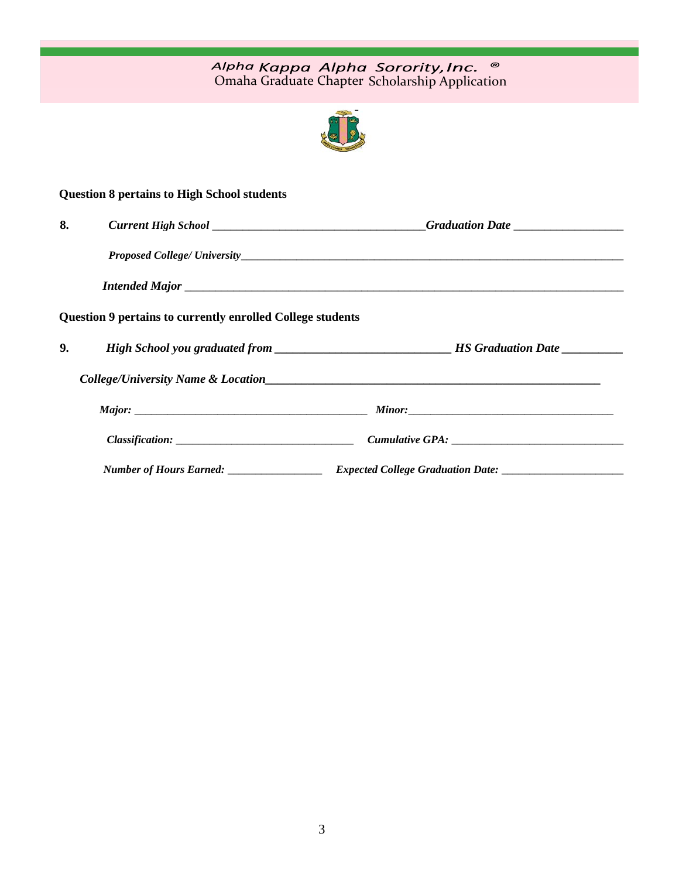*Alpha Kappa Alpha Sorority, Inc.* ®
Omaha Graduate Chapter Scholarship Application

**Question 8 pertains to High School students**

**8.** ***Current High School*** ___________________________________ ***Graduation Date*** __________________

***Proposed College/ University*** ______________________________________________________________________

***Intended Major*** ___________________________________________________________________________

**Question 9 pertains to currently enrolled College students**

**9.** ***High School you graduated from*** ____________________________ ***HS Graduation Date*** __________

***College/University Name & Location*** ______________________________________________________

***Major:*** _______________________________________ ***Minor:*** ___________________________________

***Classification:*** _______________________________ ***Cumulative GPA:*** ______________________________

***Number of Hours Earned:*** ________________ ***Expected College Graduation Date:*** _____________________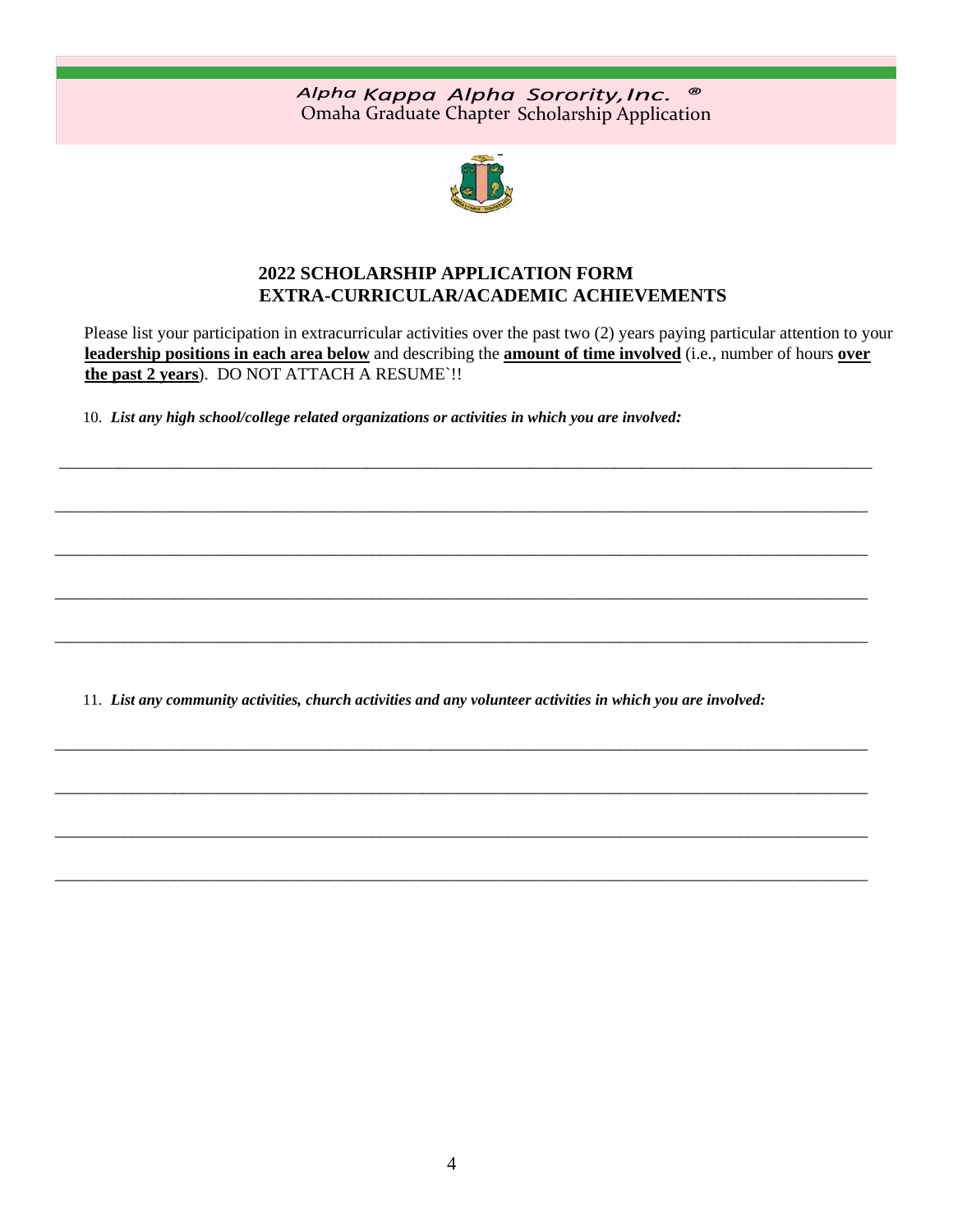*Alpha Kappa Alpha Sorority, Inc.* ®
Omaha Graduate Chapter Scholarship Application

## 2022 SCHOLARSHIP APPLICATION FORM
## EXTRA-CURRICULAR/ACADEMIC ACHIEVEMENTS

Please list your participation in extracurricular activities over the past two (2) years paying particular attention to your **leadership positions in each area below** and describing the **amount of time involved** (i.e., number of hours **over the past 2 years**). DO NOT ATTACH A RESUME`!!

10. ***List any high school/college related organizations or activities in which you are involved:***

\_\_\_\_\_\_\_\_\_\_\_\_\_\_\_\_\_\_\_\_\_\_\_\_\_\_\_\_\_\_\_\_\_\_\_\_\_\_\_\_\_\_\_\_\_\_\_\_\_\_\_\_\_\_\_\_\_\_\_\_\_\_\_\_\_\_\_\_\_\_\_\_\_\_\_\_\_\_

\_\_\_\_\_\_\_\_\_\_\_\_\_\_\_\_\_\_\_\_\_\_\_\_\_\_\_\_\_\_\_\_\_\_\_\_\_\_\_\_\_\_\_\_\_\_\_\_\_\_\_\_\_\_\_\_\_\_\_\_\_\_\_\_\_\_\_\_\_\_\_\_\_\_\_\_\_\_

\_\_\_\_\_\_\_\_\_\_\_\_\_\_\_\_\_\_\_\_\_\_\_\_\_\_\_\_\_\_\_\_\_\_\_\_\_\_\_\_\_\_\_\_\_\_\_\_\_\_\_\_\_\_\_\_\_\_\_\_\_\_\_\_\_\_\_\_\_\_\_\_\_\_\_\_\_\_

\_\_\_\_\_\_\_\_\_\_\_\_\_\_\_\_\_\_\_\_\_\_\_\_\_\_\_\_\_\_\_\_\_\_\_\_\_\_\_\_\_\_\_\_\_\_\_\_\_\_\_\_\_\_\_\_\_\_\_\_\_\_\_\_\_\_\_\_\_\_\_\_\_\_\_\_\_\_

\_\_\_\_\_\_\_\_\_\_\_\_\_\_\_\_\_\_\_\_\_\_\_\_\_\_\_\_\_\_\_\_\_\_\_\_\_\_\_\_\_\_\_\_\_\_\_\_\_\_\_\_\_\_\_\_\_\_\_\_\_\_\_\_\_\_\_\_\_\_\_\_\_\_\_\_\_\_

11. ***List any community activities, church activities and any volunteer activities in which you are involved:***

\_\_\_\_\_\_\_\_\_\_\_\_\_\_\_\_\_\_\_\_\_\_\_\_\_\_\_\_\_\_\_\_\_\_\_\_\_\_\_\_\_\_\_\_\_\_\_\_\_\_\_\_\_\_\_\_\_\_\_\_\_\_\_\_\_\_\_\_\_\_\_\_\_\_\_\_\_\_

\_\_\_\_\_\_\_\_\_\_\_\_\_\_\_\_\_\_\_\_\_\_\_\_\_\_\_\_\_\_\_\_\_\_\_\_\_\_\_\_\_\_\_\_\_\_\_\_\_\_\_\_\_\_\_\_\_\_\_\_\_\_\_\_\_\_\_\_\_\_\_\_\_\_\_\_\_\_

\_\_\_\_\_\_\_\_\_\_\_\_\_\_\_\_\_\_\_\_\_\_\_\_\_\_\_\_\_\_\_\_\_\_\_\_\_\_\_\_\_\_\_\_\_\_\_\_\_\_\_\_\_\_\_\_\_\_\_\_\_\_\_\_\_\_\_\_\_\_\_\_\_\_\_\_\_\_

\_\_\_\_\_\_\_\_\_\_\_\_\_\_\_\_\_\_\_\_\_\_\_\_\_\_\_\_\_\_\_\_\_\_\_\_\_\_\_\_\_\_\_\_\_\_\_\_\_\_\_\_\_\_\_\_\_\_\_\_\_\_\_\_\_\_\_\_\_\_\_\_\_\_\_\_\_\_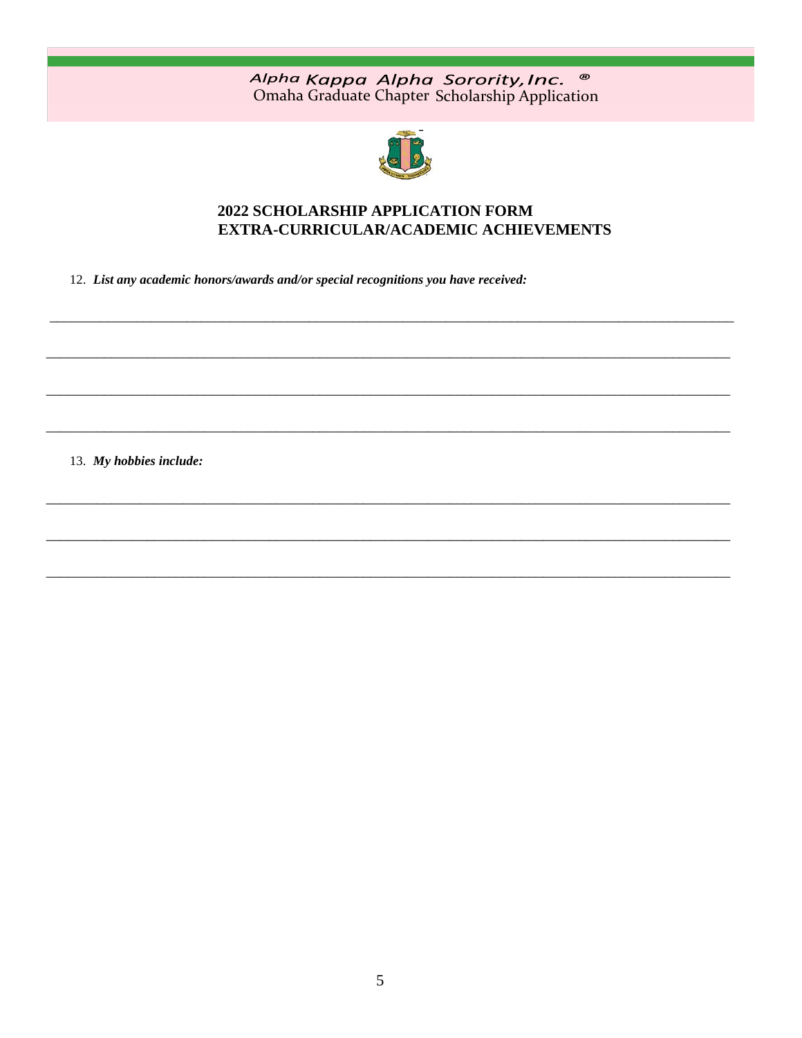*Alpha Kappa Alpha Sorority, Inc.* ®
Omaha Graduate Chapter Scholarship Application

## 2022 SCHOLARSHIP APPLICATION FORM
## EXTRA-CURRICULAR/ACADEMIC ACHIEVEMENTS

12. ***List any academic honors/awards and/or special recognitions you have received:***

_______________________________________________________________________________

_______________________________________________________________________________

_______________________________________________________________________________

_______________________________________________________________________________

13. ***My hobbies include:***

_______________________________________________________________________________

_______________________________________________________________________________

_______________________________________________________________________________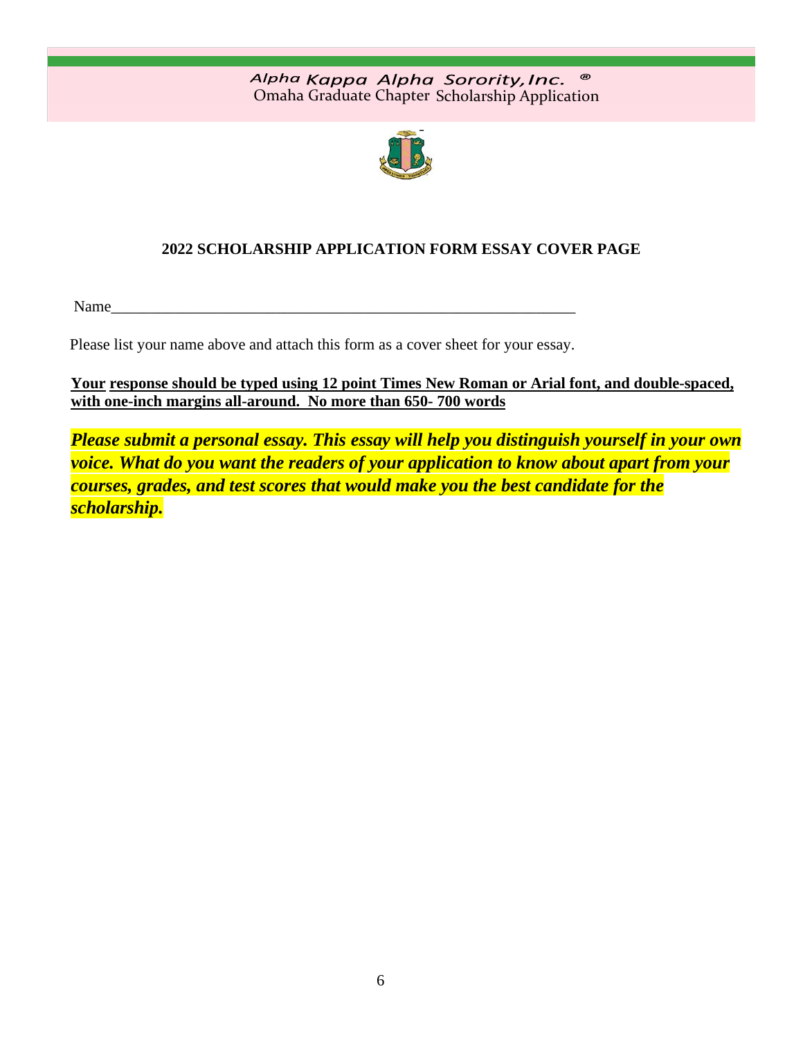*Alpha Kappa Alpha Sorority, Inc.* ®
Omaha Graduate Chapter Scholarship Application

## 2022 SCHOLARSHIP APPLICATION FORM ESSAY COVER PAGE

Name_______________________________________________________________

Please list your name above and attach this form as a cover sheet for your essay.

**Your response should be typed using 12 point Times New Roman or Arial font, and double-spaced, with one-inch margins all-around. No more than 650- 700 words**

***Please submit a personal essay. This essay will help you distinguish yourself in your own voice. What do you want the readers of your application to know about apart from your courses, grades, and test scores that would make you the best candidate for the scholarship.***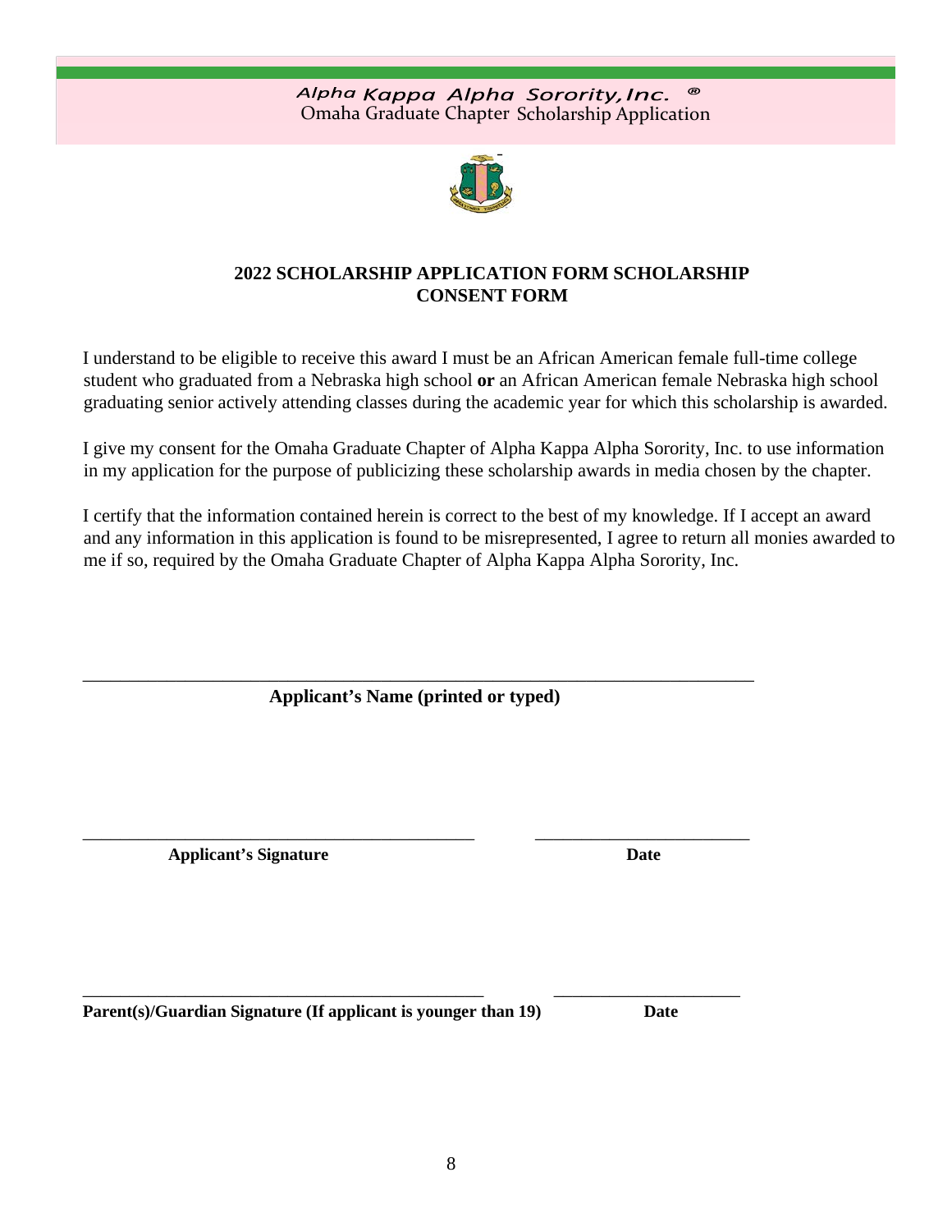*Alpha Kappa Alpha Sorority, Inc.* ®
Omaha Graduate Chapter Scholarship Application

**2022 SCHOLARSHIP APPLICATION FORM SCHOLARSHIP CONSENT FORM**

I understand to be eligible to receive this award I must be an African American female full-time college student who graduated from a Nebraska high school **or** an African American female Nebraska high school graduating senior actively attending classes during the academic year for which this scholarship is awarded.

I give my consent for the Omaha Graduate Chapter of Alpha Kappa Alpha Sorority, Inc. to use information in my application for the purpose of publicizing these scholarship awards in media chosen by the chapter.

I certify that the information contained herein is correct to the best of my knowledge. If I accept an award and any information in this application is found to be misrepresented, I agree to return all monies awarded to me if so, required by the Omaha Graduate Chapter of Alpha Kappa Alpha Sorority, Inc.

_______________________________________________________________________

**Applicant's Name (printed or typed)**

____________________________________________  ________________________

**Applicant's Signature**  **Date**

____________________________________________  ________________________

**Parent(s)/Guardian Signature (If applicant is younger than 19)**  **Date**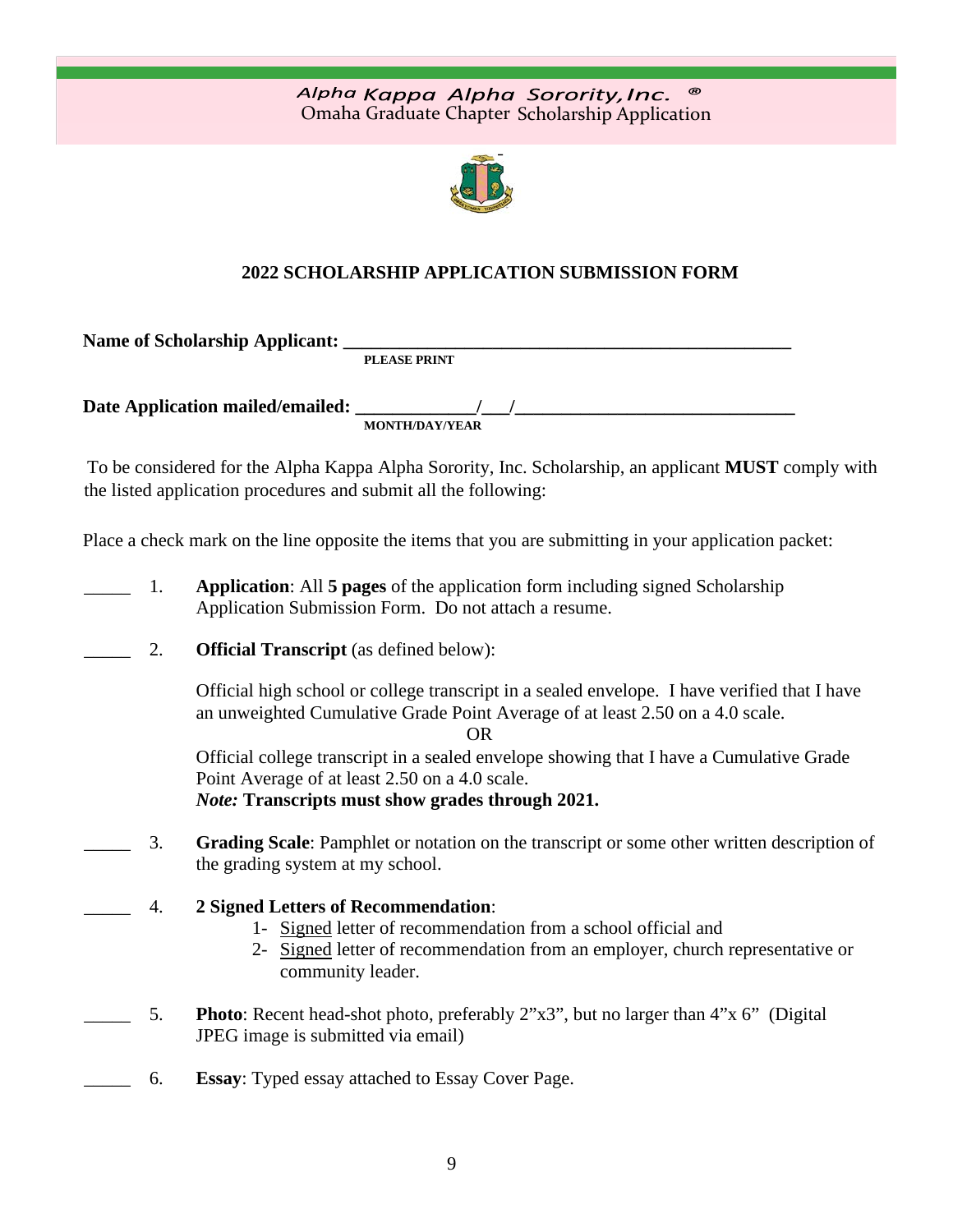Alpha Kappa Alpha Sorority, Inc. ®
Omaha Graduate Chapter Scholarship Application

## 2022 SCHOLARSHIP APPLICATION SUBMISSION FORM

**Name of Scholarship Applicant: ___________________________________________________**
**PLEASE PRINT**

**Date Application mailed/emailed: ____________/___/______________________________**
**MONTH/DAY/YEAR**

To be considered for the Alpha Kappa Alpha Sorority, Inc. Scholarship, an applicant **MUST** comply with the listed application procedures and submit all the following:

Place a check mark on the line opposite the items that you are submitting in your application packet:

_____ 1. **Application**: All **5 pages** of the application form including signed Scholarship Application Submission Form. Do not attach a resume.

_____ 2. **Official Transcript** (as defined below):

Official high school or college transcript in a sealed envelope. I have verified that I have an unweighted Cumulative Grade Point Average of at least 2.50 on a 4.0 scale.

OR

Official college transcript in a sealed envelope showing that I have a Cumulative Grade Point Average of at least 2.50 on a 4.0 scale.
***Note:* Transcripts must show grades through 2021.**

_____ 3. **Grading Scale**: Pamphlet or notation on the transcript or some other written description of the grading system at my school.

_____ 4. **2 Signed Letters of Recommendation**:
1- Signed letter of recommendation from a school official and
2- Signed letter of recommendation from an employer, church representative or community leader.

_____ 5. **Photo**: Recent head-shot photo, preferably 2"x3", but no larger than 4"x 6" (Digital JPEG image is submitted via email)

_____ 6. **Essay**: Typed essay attached to Essay Cover Page.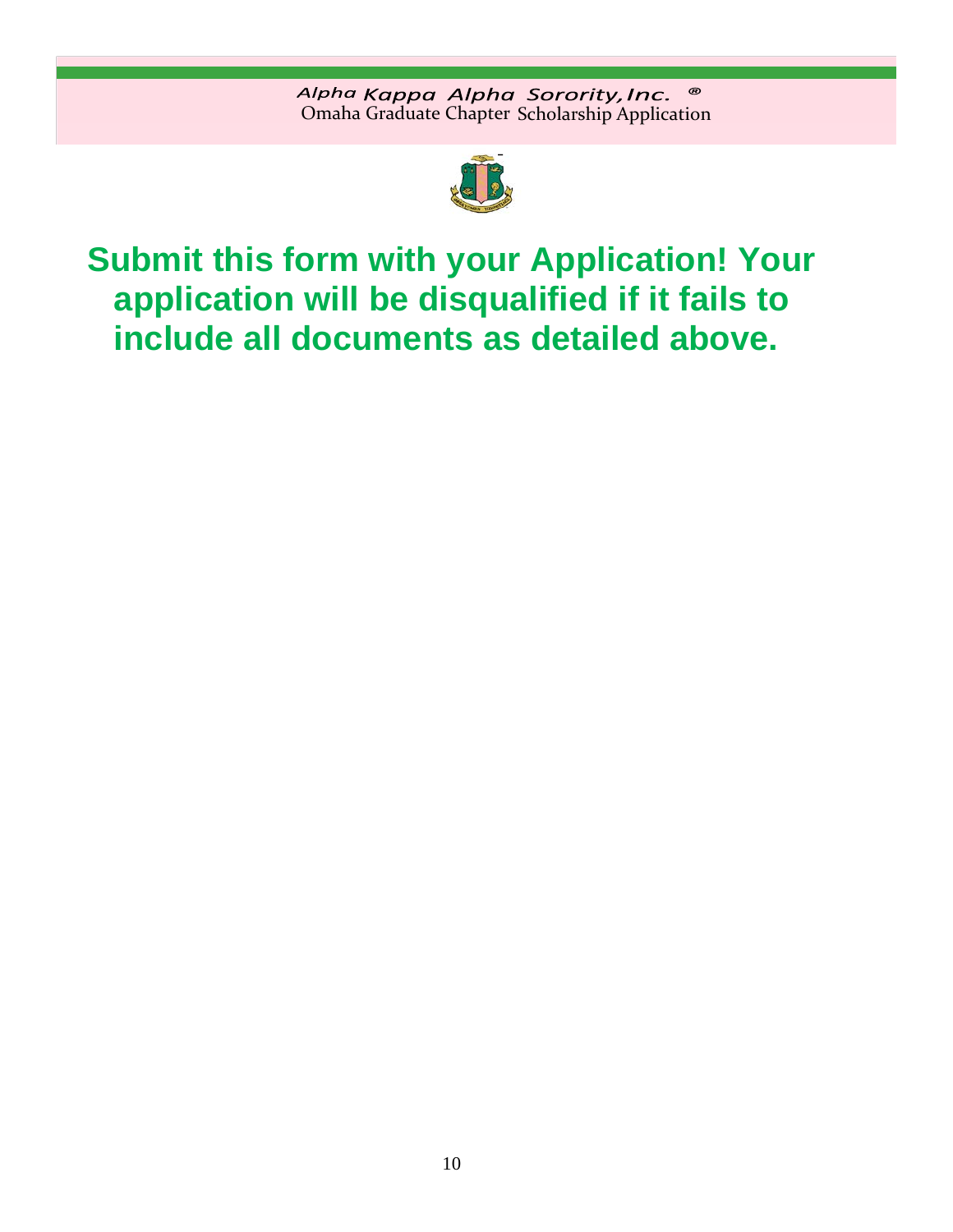**Submit this form with your Application! Your application will be disqualified if it fails to include all documents as detailed above.**